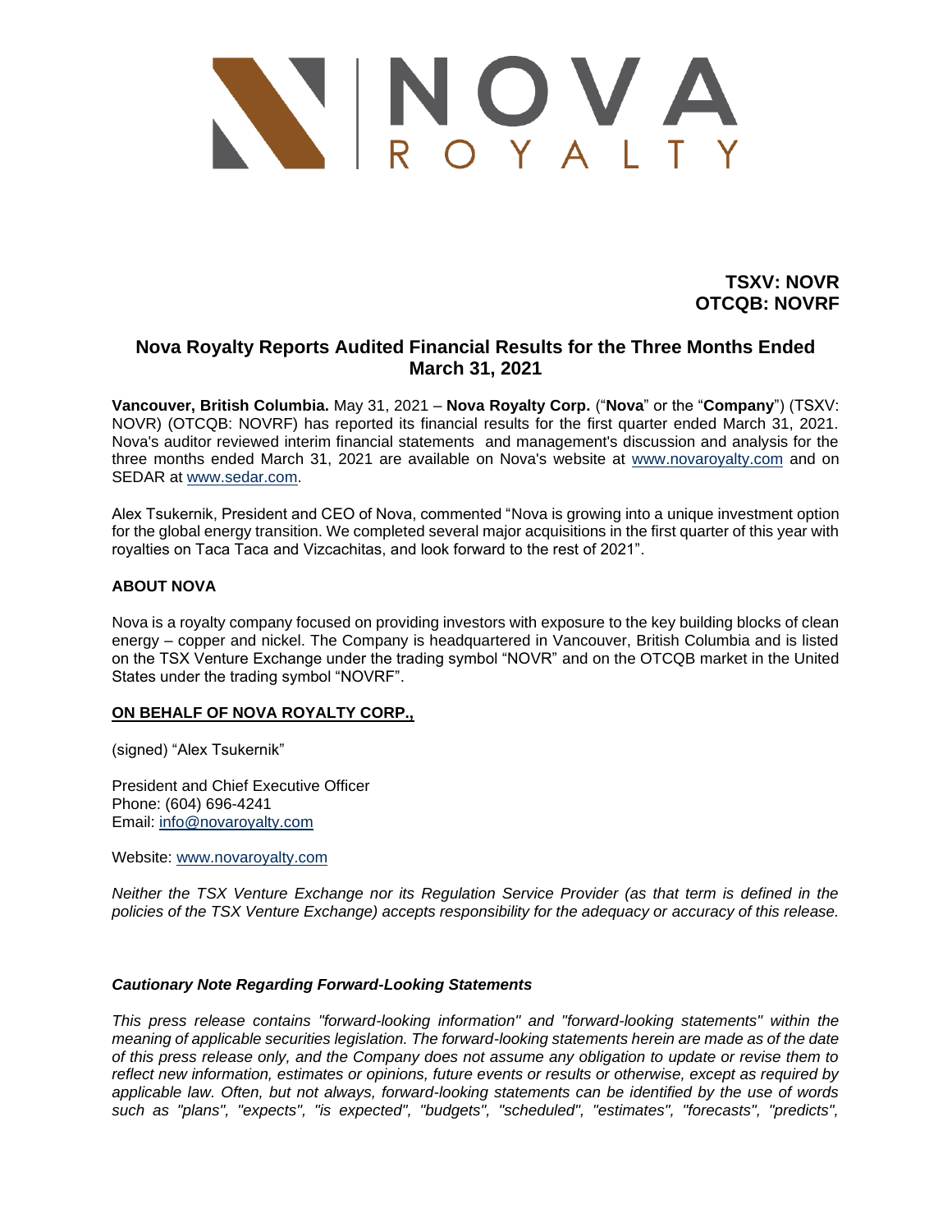**TSXV: NOVR**
**OTCQB: NOVRF**

## Nova Royalty Reports Audited Financial Results for the Three Months Ended March 31, 2021

**Vancouver, British Columbia.** May 31, 2021 – **Nova Royalty Corp.** ("**Nova**" or the "**Company**") (TSXV: NOVR) (OTCQB: NOVRF) has reported its financial results for the first quarter ended March 31, 2021. Nova's auditor reviewed interim financial statements and management's discussion and analysis for the three months ended March 31, 2021 are available on Nova's website at www.novaroyalty.com and on SEDAR at www.sedar.com.

Alex Tsukernik, President and CEO of Nova, commented "Nova is growing into a unique investment option for the global energy transition. We completed several major acquisitions in the first quarter of this year with royalties on Taca Taca and Vizcachitas, and look forward to the rest of 2021".

### ABOUT NOVA

Nova is a royalty company focused on providing investors with exposure to the key building blocks of clean energy – copper and nickel. The Company is headquartered in Vancouver, British Columbia and is listed on the TSX Venture Exchange under the trading symbol "NOVR" and on the OTCQB market in the United States under the trading symbol "NOVRF".

**ON BEHALF OF NOVA ROYALTY CORP.,**

(signed) "Alex Tsukernik"

President and Chief Executive Officer
Phone: (604) 696-4241
Email: info@novaroyalty.com

Website: www.novaroyalty.com

*Neither the TSX Venture Exchange nor its Regulation Service Provider (as that term is defined in the policies of the TSX Venture Exchange) accepts responsibility for the adequacy or accuracy of this release.*

***Cautionary Note Regarding Forward-Looking Statements***

*This press release contains "forward-looking information" and "forward-looking statements" within the meaning of applicable securities legislation. The forward-looking statements herein are made as of the date of this press release only, and the Company does not assume any obligation to update or revise them to reflect new information, estimates or opinions, future events or results or otherwise, except as required by applicable law. Often, but not always, forward-looking statements can be identified by the use of words such as "plans", "expects", "is expected", "budgets", "scheduled", "estimates", "forecasts", "predicts",*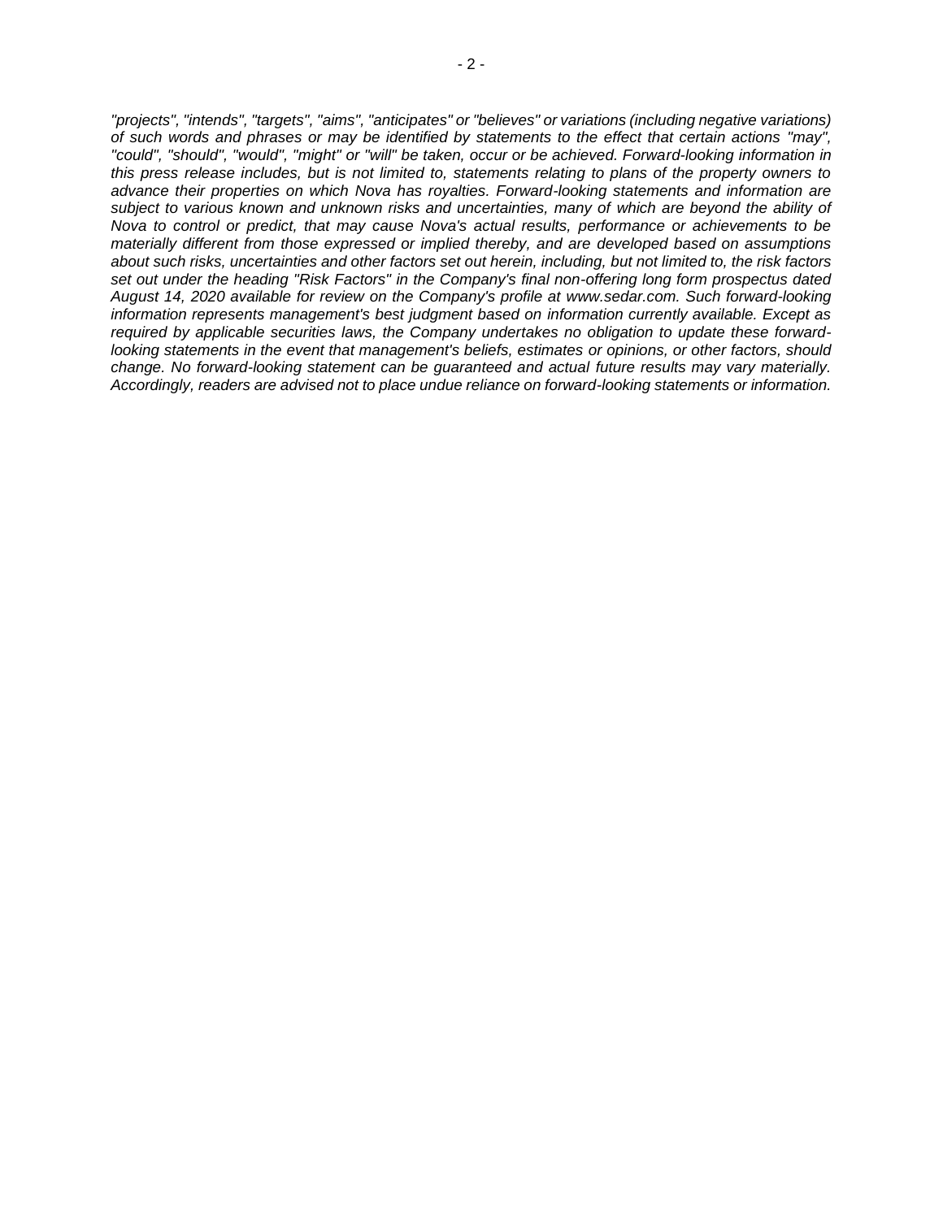*"projects", "intends", "targets", "aims", "anticipates" or "believes" or variations (including negative variations) of such words and phrases or may be identified by statements to the effect that certain actions "may", "could", "should", "would", "might" or "will" be taken, occur or be achieved. Forward-looking information in this press release includes, but is not limited to, statements relating to plans of the property owners to advance their properties on which Nova has royalties. Forward-looking statements and information are subject to various known and unknown risks and uncertainties, many of which are beyond the ability of Nova to control or predict, that may cause Nova's actual results, performance or achievements to be materially different from those expressed or implied thereby, and are developed based on assumptions about such risks, uncertainties and other factors set out herein, including, but not limited to, the risk factors set out under the heading "Risk Factors" in the Company's final non-offering long form prospectus dated August 14, 2020 available for review on the Company's profile at www.sedar.com. Such forward-looking information represents management's best judgment based on information currently available. Except as required by applicable securities laws, the Company undertakes no obligation to update these forward-looking statements in the event that management's beliefs, estimates or opinions, or other factors, should change. No forward-looking statement can be guaranteed and actual future results may vary materially. Accordingly, readers are advised not to place undue reliance on forward-looking statements or information.*